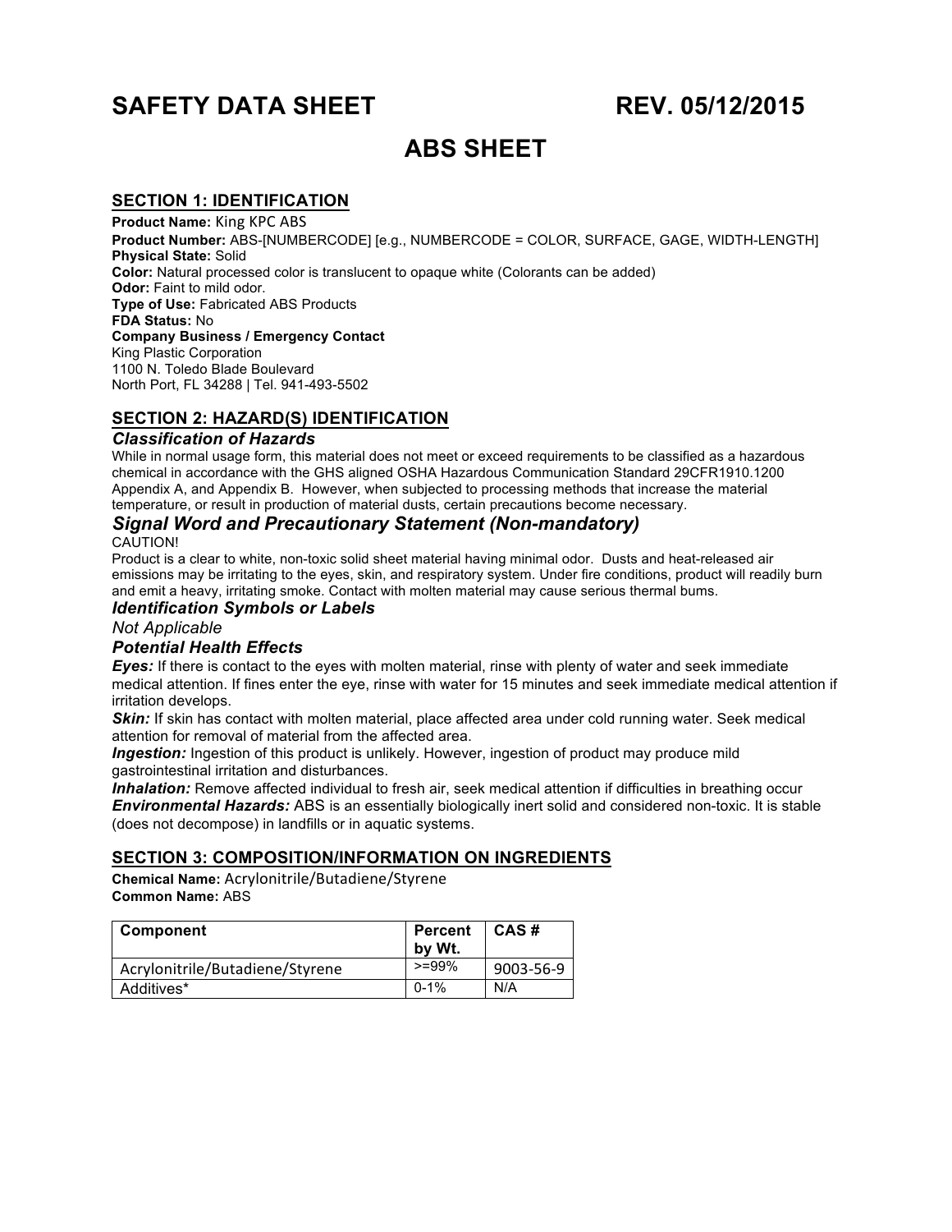# SAFETY DATA SHEET REV. 05/12/2015

# ABS SHEET

## SECTION 1: IDENTIFICATION

**Product Name:** King KPC ABS
**Product Number:** ABS-[NUMBERCODE] [e.g., NUMBERCODE = COLOR, SURFACE, GAGE, WIDTH-LENGTH]
**Physical State:** Solid
**Color:** Natural processed color is translucent to opaque white (Colorants can be added)
**Odor:** Faint to mild odor.
**Type of Use:** Fabricated ABS Products
**FDA Status:** No
**Company Business / Emergency Contact**
King Plastic Corporation
1100 N. Toledo Blade Boulevard
North Port, FL 34288 | Tel. 941-493-5502

## SECTION 2: HAZARD(S) IDENTIFICATION

### *Classification of Hazards*

While in normal usage form, this material does not meet or exceed requirements to be classified as a hazardous chemical in accordance with the GHS aligned OSHA Hazardous Communication Standard 29CFR1910.1200 Appendix A, and Appendix B. However, when subjected to processing methods that increase the material temperature, or result in production of material dusts, certain precautions become necessary.

### *Signal Word and Precautionary Statement (Non-mandatory)*

CAUTION!

Product is a clear to white, non-toxic solid sheet material having minimal odor. Dusts and heat-released air emissions may be irritating to the eyes, skin, and respiratory system. Under fire conditions, product will readily burn and emit a heavy, irritating smoke. Contact with molten material may cause serious thermal bums.

### *Identification Symbols or Labels*

*Not Applicable*

### *Potential Health Effects*

***Eyes:*** If there is contact to the eyes with molten material, rinse with plenty of water and seek immediate medical attention. If fines enter the eye, rinse with water for 15 minutes and seek immediate medical attention if irritation develops.

***Skin:*** If skin has contact with molten material, place affected area under cold running water. Seek medical attention for removal of material from the affected area.

***Ingestion:*** Ingestion of this product is unlikely. However, ingestion of product may produce mild gastrointestinal irritation and disturbances.

***Inhalation:*** Remove affected individual to fresh air, seek medical attention if difficulties in breathing occur

***Environmental Hazards:*** ABS is an essentially biologically inert solid and considered non-toxic. It is stable (does not decompose) in landfills or in aquatic systems.

## SECTION 3: COMPOSITION/INFORMATION ON INGREDIENTS

**Chemical Name:** Acrylonitrile/Butadiene/Styrene
**Common Name:** ABS

| Component | Percent by Wt. | CAS # |
|---|---|---|
| Acrylonitrile/Butadiene/Styrene | >=99% | 9003-56-9 |
| Additives* | 0-1% | N/A |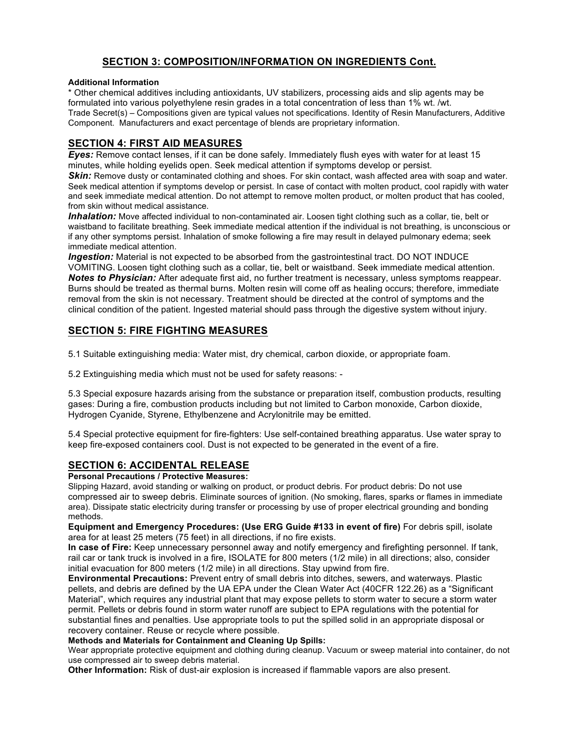## SECTION 3: COMPOSITION/INFORMATION ON INGREDIENTS Cont.

**Additional Information**

* Other chemical additives including antioxidants, UV stabilizers, processing aids and slip agents may be formulated into various polyethylene resin grades in a total concentration of less than 1% wt. /wt.

Trade Secret(s) – Compositions given are typical values not specifications. Identity of Resin Manufacturers, Additive Component. Manufacturers and exact percentage of blends are proprietary information.

## SECTION 4: FIRST AID MEASURES

***Eyes:*** Remove contact lenses, if it can be done safely. Immediately flush eyes with water for at least 15 minutes, while holding eyelids open. Seek medical attention if symptoms develop or persist.

***Skin:*** Remove dusty or contaminated clothing and shoes. For skin contact, wash affected area with soap and water. Seek medical attention if symptoms develop or persist. In case of contact with molten product, cool rapidly with water and seek immediate medical attention. Do not attempt to remove molten product, or molten product that has cooled, from skin without medical assistance.

***Inhalation:*** Move affected individual to non-contaminated air. Loosen tight clothing such as a collar, tie, belt or waistband to facilitate breathing. Seek immediate medical attention if the individual is not breathing, is unconscious or if any other symptoms persist. Inhalation of smoke following a fire may result in delayed pulmonary edema; seek immediate medical attention.

***Ingestion:*** Material is not expected to be absorbed from the gastrointestinal tract. DO NOT INDUCE VOMITING. Loosen tight clothing such as a collar, tie, belt or waistband. Seek immediate medical attention.

***Notes to Physician:*** After adequate first aid, no further treatment is necessary, unless symptoms reappear. Burns should be treated as thermal burns. Molten resin will come off as healing occurs; therefore, immediate removal from the skin is not necessary. Treatment should be directed at the control of symptoms and the clinical condition of the patient. Ingested material should pass through the digestive system without injury.

## SECTION 5: FIRE FIGHTING MEASURES

5.1 Suitable extinguishing media: Water mist, dry chemical, carbon dioxide, or appropriate foam.

5.2 Extinguishing media which must not be used for safety reasons: -

5.3 Special exposure hazards arising from the substance or preparation itself, combustion products, resulting gases: During a fire, combustion products including but not limited to Carbon monoxide, Carbon dioxide, Hydrogen Cyanide, Styrene, Ethylbenzene and Acrylonitrile may be emitted.

5.4 Special protective equipment for fire-fighters: Use self-contained breathing apparatus. Use water spray to keep fire-exposed containers cool. Dust is not expected to be generated in the event of a fire.

## SECTION 6: ACCIDENTAL RELEASE

**Personal Precautions / Protective Measures:**

Slipping Hazard, avoid standing or walking on product, or product debris. For product debris: Do not use compressed air to sweep debris. Eliminate sources of ignition. (No smoking, flares, sparks or flames in immediate area). Dissipate static electricity during transfer or processing by use of proper electrical grounding and bonding methods.

**Equipment and Emergency Procedures: (Use ERG Guide #133 in event of fire)** For debris spill, isolate area for at least 25 meters (75 feet) in all directions, if no fire exists.

**In case of Fire:** Keep unnecessary personnel away and notify emergency and firefighting personnel. If tank, rail car or tank truck is involved in a fire, ISOLATE for 800 meters (1/2 mile) in all directions; also, consider initial evacuation for 800 meters (1/2 mile) in all directions. Stay upwind from fire.

**Environmental Precautions:** Prevent entry of small debris into ditches, sewers, and waterways. Plastic pellets, and debris are defined by the UA EPA under the Clean Water Act (40CFR 122.26) as a "Significant Material", which requires any industrial plant that may expose pellets to storm water to secure a storm water permit. Pellets or debris found in storm water runoff are subject to EPA regulations with the potential for substantial fines and penalties. Use appropriate tools to put the spilled solid in an appropriate disposal or recovery container. Reuse or recycle where possible.

**Methods and Materials for Containment and Cleaning Up Spills:**

Wear appropriate protective equipment and clothing during cleanup. Vacuum or sweep material into container, do not use compressed air to sweep debris material.

**Other Information:** Risk of dust-air explosion is increased if flammable vapors are also present.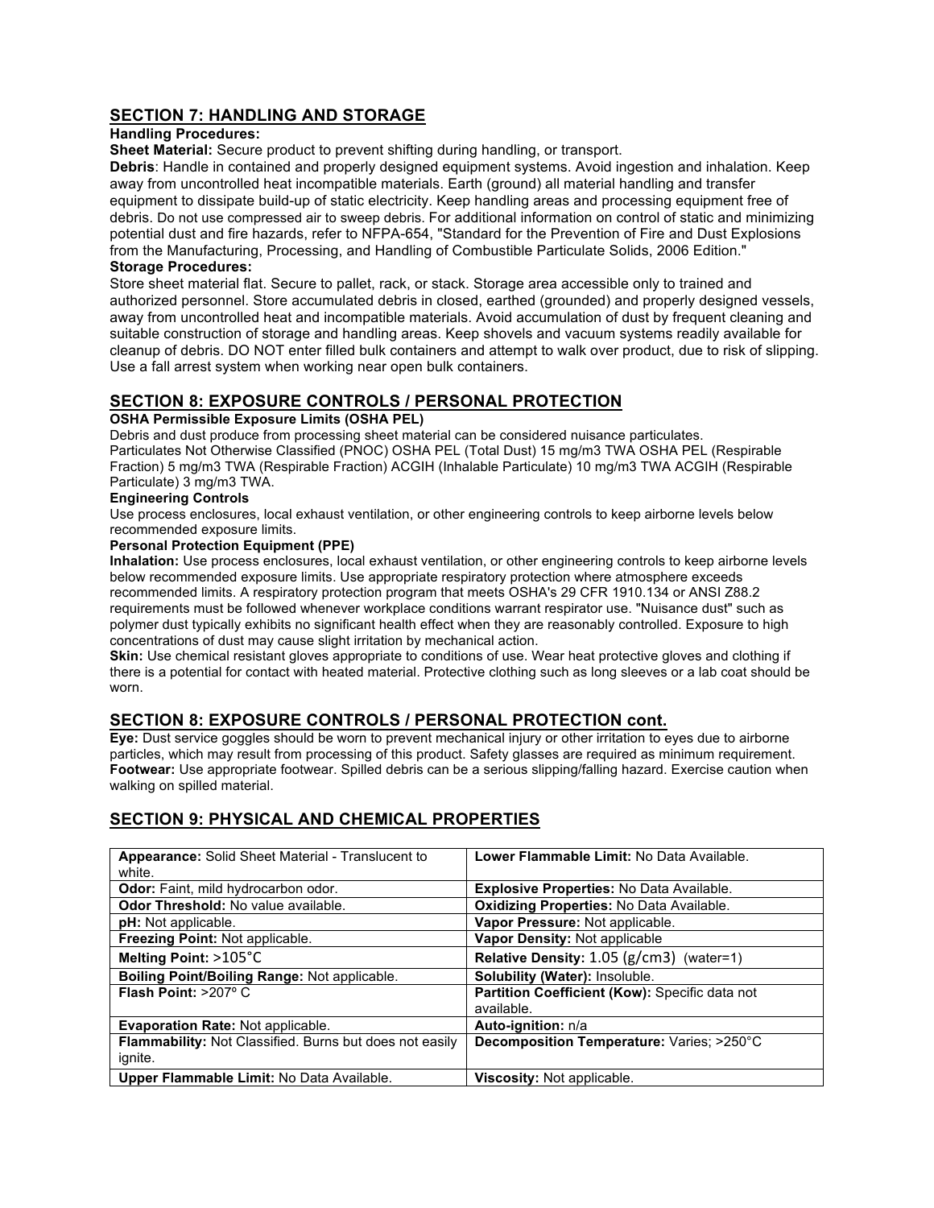## SECTION 7: HANDLING AND STORAGE

**Handling Procedures:**

**Sheet Material:** Secure product to prevent shifting during handling, or transport.

**Debris**: Handle in contained and properly designed equipment systems. Avoid ingestion and inhalation. Keep away from uncontrolled heat incompatible materials. Earth (ground) all material handling and transfer equipment to dissipate build-up of static electricity. Keep handling areas and processing equipment free of debris. Do not use compressed air to sweep debris. For additional information on control of static and minimizing potential dust and fire hazards, refer to NFPA-654, "Standard for the Prevention of Fire and Dust Explosions from the Manufacturing, Processing, and Handling of Combustible Particulate Solids, 2006 Edition."

**Storage Procedures:**

Store sheet material flat. Secure to pallet, rack, or stack. Storage area accessible only to trained and authorized personnel. Store accumulated debris in closed, earthed (grounded) and properly designed vessels, away from uncontrolled heat and incompatible materials. Avoid accumulation of dust by frequent cleaning and suitable construction of storage and handling areas. Keep shovels and vacuum systems readily available for cleanup of debris. DO NOT enter filled bulk containers and attempt to walk over product, due to risk of slipping. Use a fall arrest system when working near open bulk containers.

## SECTION 8: EXPOSURE CONTROLS / PERSONAL PROTECTION

**OSHA Permissible Exposure Limits (OSHA PEL)**

Debris and dust produce from processing sheet material can be considered nuisance particulates.
Particulates Not Otherwise Classified (PNOC) OSHA PEL (Total Dust) 15 mg/m3 TWA OSHA PEL (Respirable Fraction) 5 mg/m3 TWA (Respirable Fraction) ACGIH (Inhalable Particulate) 10 mg/m3 TWA ACGIH (Respirable Particulate) 3 mg/m3 TWA.

**Engineering Controls**

Use process enclosures, local exhaust ventilation, or other engineering controls to keep airborne levels below recommended exposure limits.

**Personal Protection Equipment (PPE)**

**Inhalation:** Use process enclosures, local exhaust ventilation, or other engineering controls to keep airborne levels below recommended exposure limits. Use appropriate respiratory protection where atmosphere exceeds recommended limits. A respiratory protection program that meets OSHA's 29 CFR 1910.134 or ANSI Z88.2 requirements must be followed whenever workplace conditions warrant respirator use. "Nuisance dust" such as polymer dust typically exhibits no significant health effect when they are reasonably controlled. Exposure to high concentrations of dust may cause slight irritation by mechanical action.

**Skin:** Use chemical resistant gloves appropriate to conditions of use. Wear heat protective gloves and clothing if there is a potential for contact with heated material. Protective clothing such as long sleeves or a lab coat should be worn.

## SECTION 8: EXPOSURE CONTROLS / PERSONAL PROTECTION cont.

**Eye:** Dust service goggles should be worn to prevent mechanical injury or other irritation to eyes due to airborne particles, which may result from processing of this product. Safety glasses are required as minimum requirement.

**Footwear:** Use appropriate footwear. Spilled debris can be a serious slipping/falling hazard. Exercise caution when walking on spilled material.

## SECTION 9: PHYSICAL AND CHEMICAL PROPERTIES

| | |
|---|---|
| **Appearance:** Solid Sheet Material - Translucent to white. | **Lower Flammable Limit:** No Data Available. |
| **Odor:** Faint, mild hydrocarbon odor. | **Explosive Properties:** No Data Available. |
| **Odor Threshold:** No value available. | **Oxidizing Properties:** No Data Available. |
| **pH:** Not applicable. | **Vapor Pressure:** Not applicable. |
| **Freezing Point:** Not applicable. | **Vapor Density:** Not applicable |
| **Melting Point:** >105°C | **Relative Density:** 1.05 (g/cm3) (water=1) |
| **Boiling Point/Boiling Range:** Not applicable. | **Solubility (Water):** Insoluble. |
| **Flash Point:** >207º C | **Partition Coefficient (Kow):** Specific data not available. |
| **Evaporation Rate:** Not applicable. | **Auto-ignition:** n/a |
| **Flammability:** Not Classified. Burns but does not easily ignite. | **Decomposition Temperature:** Varies; >250°C |
| **Upper Flammable Limit:** No Data Available. | **Viscosity:** Not applicable. |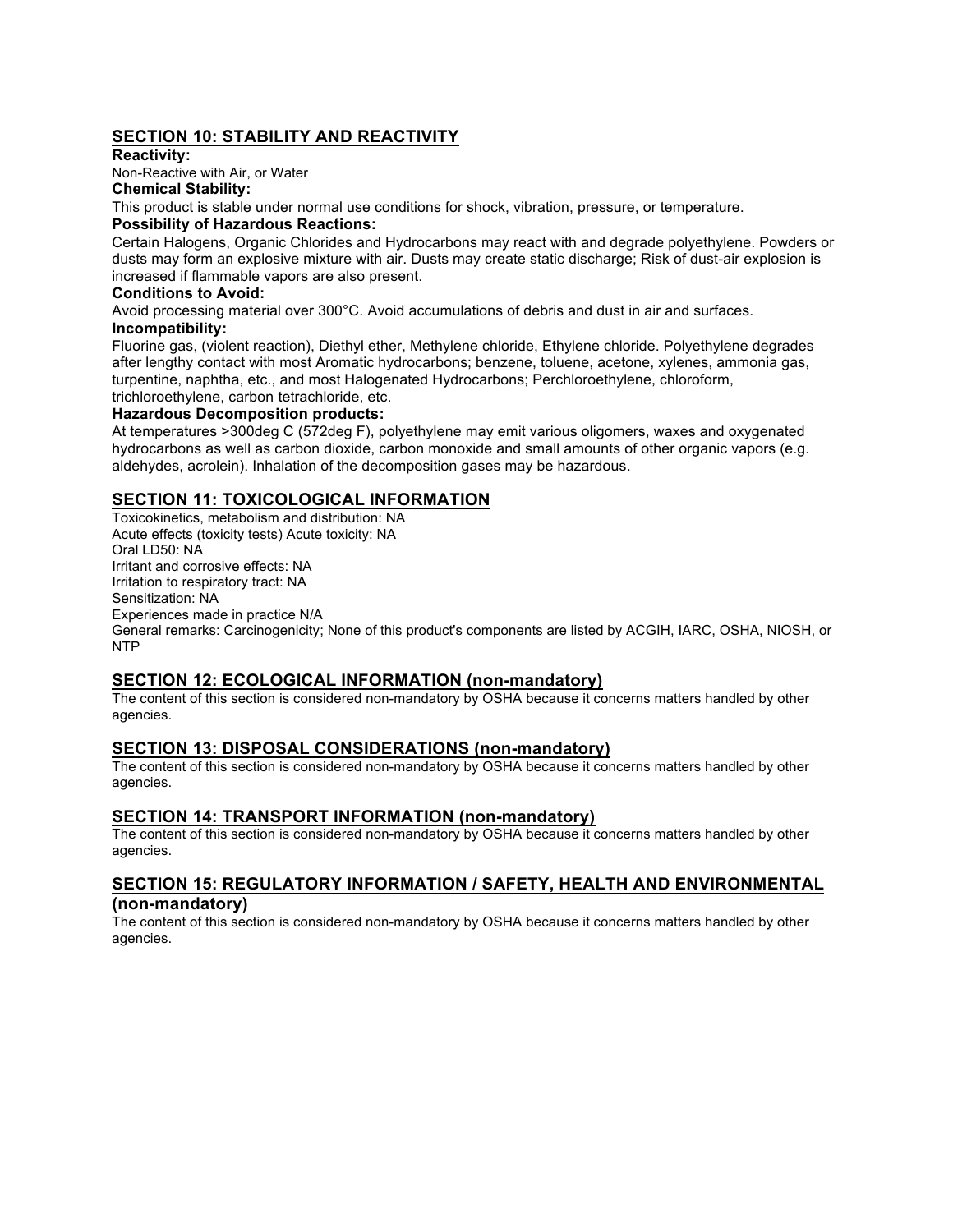## SECTION 10: STABILITY AND REACTIVITY

**Reactivity:**

Non-Reactive with Air, or Water

**Chemical Stability:**

This product is stable under normal use conditions for shock, vibration, pressure, or temperature.

**Possibility of Hazardous Reactions:**

Certain Halogens, Organic Chlorides and Hydrocarbons may react with and degrade polyethylene. Powders or dusts may form an explosive mixture with air. Dusts may create static discharge; Risk of dust-air explosion is increased if flammable vapors are also present.

**Conditions to Avoid:**

Avoid processing material over 300°C. Avoid accumulations of debris and dust in air and surfaces.

**Incompatibility:**

Fluorine gas, (violent reaction), Diethyl ether, Methylene chloride, Ethylene chloride. Polyethylene degrades after lengthy contact with most Aromatic hydrocarbons; benzene, toluene, acetone, xylenes, ammonia gas, turpentine, naphtha, etc., and most Halogenated Hydrocarbons; Perchloroethylene, chloroform, trichloroethylene, carbon tetrachloride, etc.

**Hazardous Decomposition products:**

At temperatures >300deg C (572deg F), polyethylene may emit various oligomers, waxes and oxygenated hydrocarbons as well as carbon dioxide, carbon monoxide and small amounts of other organic vapors (e.g. aldehydes, acrolein). Inhalation of the decomposition gases may be hazardous.

## SECTION 11: TOXICOLOGICAL INFORMATION

Toxicokinetics, metabolism and distribution: NA
Acute effects (toxicity tests) Acute toxicity: NA
Oral LD50: NA
Irritant and corrosive effects: NA
Irritation to respiratory tract: NA
Sensitization: NA
Experiences made in practice N/A
General remarks: Carcinogenicity; None of this product's components are listed by ACGIH, IARC, OSHA, NIOSH, or NTP

## SECTION 12: ECOLOGICAL INFORMATION (non-mandatory)

The content of this section is considered non-mandatory by OSHA because it concerns matters handled by other agencies.

## SECTION 13: DISPOSAL CONSIDERATIONS (non-mandatory)

The content of this section is considered non-mandatory by OSHA because it concerns matters handled by other agencies.

## SECTION 14: TRANSPORT INFORMATION (non-mandatory)

The content of this section is considered non-mandatory by OSHA because it concerns matters handled by other agencies.

## SECTION 15: REGULATORY INFORMATION / SAFETY, HEALTH AND ENVIRONMENTAL (non-mandatory)

The content of this section is considered non-mandatory by OSHA because it concerns matters handled by other agencies.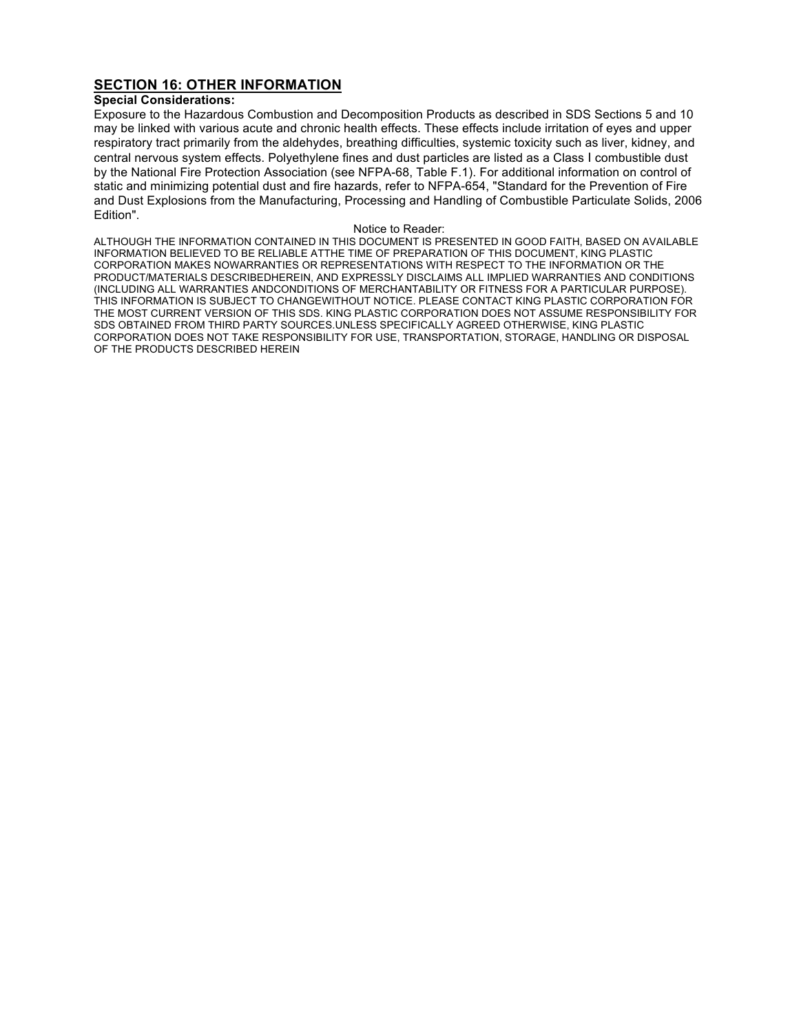## SECTION 16: OTHER INFORMATION

**Special Considerations:**

Exposure to the Hazardous Combustion and Decomposition Products as described in SDS Sections 5 and 10 may be linked with various acute and chronic health effects. These effects include irritation of eyes and upper respiratory tract primarily from the aldehydes, breathing difficulties, systemic toxicity such as liver, kidney, and central nervous system effects. Polyethylene fines and dust particles are listed as a Class I combustible dust by the National Fire Protection Association (see NFPA-68, Table F.1). For additional information on control of static and minimizing potential dust and fire hazards, refer to NFPA-654, "Standard for the Prevention of Fire and Dust Explosions from the Manufacturing, Processing and Handling of Combustible Particulate Solids, 2006 Edition".

Notice to Reader:

ALTHOUGH THE INFORMATION CONTAINED IN THIS DOCUMENT IS PRESENTED IN GOOD FAITH, BASED ON AVAILABLE INFORMATION BELIEVED TO BE RELIABLE ATTHE TIME OF PREPARATION OF THIS DOCUMENT, KING PLASTIC CORPORATION MAKES NOWARRANTIES OR REPRESENTATIONS WITH RESPECT TO THE INFORMATION OR THE PRODUCT/MATERIALS DESCRIBEDHEREIN, AND EXPRESSLY DISCLAIMS ALL IMPLIED WARRANTIES AND CONDITIONS (INCLUDING ALL WARRANTIES ANDCONDITIONS OF MERCHANTABILITY OR FITNESS FOR A PARTICULAR PURPOSE). THIS INFORMATION IS SUBJECT TO CHANGEWITHOUT NOTICE. PLEASE CONTACT KING PLASTIC CORPORATION FOR THE MOST CURRENT VERSION OF THIS SDS. KING PLASTIC CORPORATION DOES NOT ASSUME RESPONSIBILITY FOR SDS OBTAINED FROM THIRD PARTY SOURCES.UNLESS SPECIFICALLY AGREED OTHERWISE, KING PLASTIC CORPORATION DOES NOT TAKE RESPONSIBILITY FOR USE, TRANSPORTATION, STORAGE, HANDLING OR DISPOSAL OF THE PRODUCTS DESCRIBED HEREIN